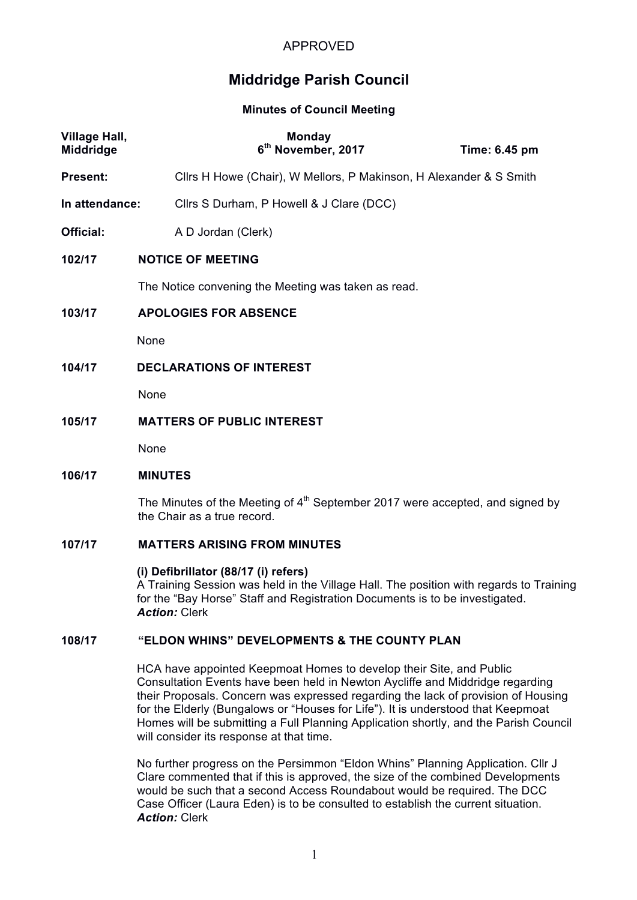APPROVED

# Middridge Parish Council

**Minutes of Council Meeting**

| | | |
|---|---|---|
| **Village Hall, Middridge** | **Monday 6th November, 2017** | **Time: 6.45 pm** |

**Present:** Cllrs H Howe (Chair), W Mellors, P Makinson, H Alexander & S Smith

**In attendance:** Cllrs S Durham, P Howell & J Clare (DCC)

**Official:** A D Jordan (Clerk)

**102/17 NOTICE OF MEETING**

The Notice convening the Meeting was taken as read.

**103/17 APOLOGIES FOR ABSENCE**

None

**104/17 DECLARATIONS OF INTEREST**

None

**105/17 MATTERS OF PUBLIC INTEREST**

None

**106/17 MINUTES**

The Minutes of the Meeting of 4th September 2017 were accepted, and signed by the Chair as a true record.

**107/17 MATTERS ARISING FROM MINUTES**

**(i) Defibrillator (88/17 (i) refers)**
A Training Session was held in the Village Hall. The position with regards to Training for the "Bay Horse" Staff and Registration Documents is to be investigated.
***Action:*** Clerk

**108/17 "ELDON WHINS" DEVELOPMENTS & THE COUNTY PLAN**

HCA have appointed Keepmoat Homes to develop their Site, and Public Consultation Events have been held in Newton Aycliffe and Middridge regarding their Proposals. Concern was expressed regarding the lack of provision of Housing for the Elderly (Bungalows or "Houses for Life"). It is understood that Keepmoat Homes will be submitting a Full Planning Application shortly, and the Parish Council will consider its response at that time.

No further progress on the Persimmon "Eldon Whins" Planning Application. Cllr J Clare commented that if this is approved, the size of the combined Developments would be such that a second Access Roundabout would be required. The DCC Case Officer (Laura Eden) is to be consulted to establish the current situation.
***Action:*** Clerk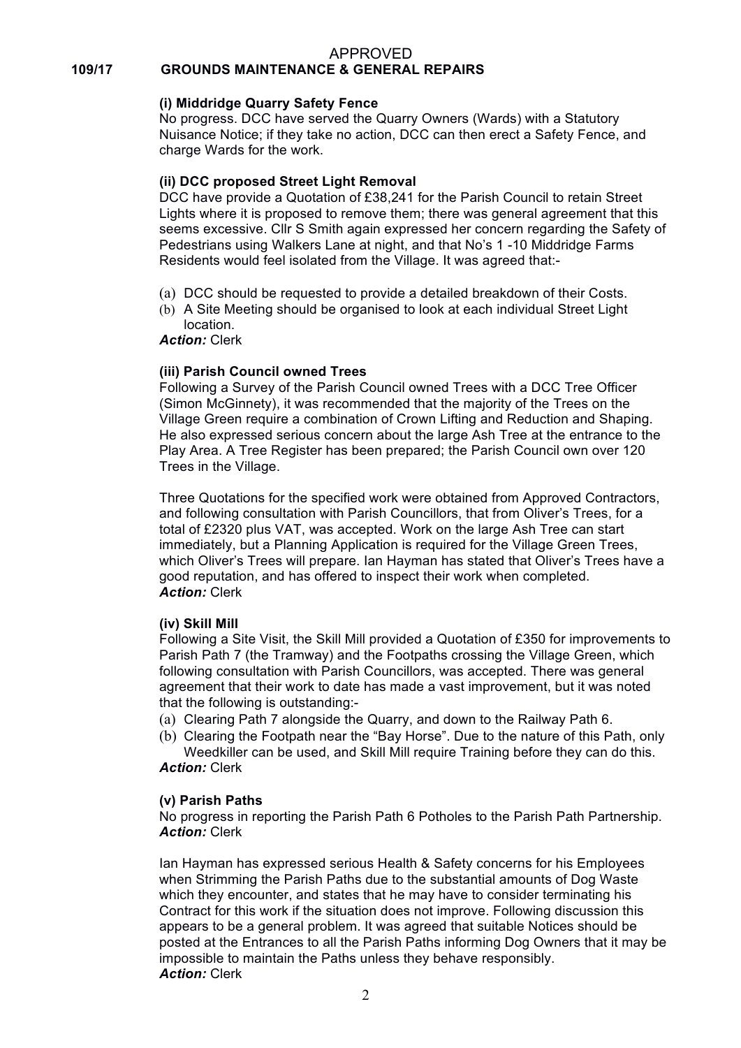APPROVED

## 109/17 GROUNDS MAINTENANCE & GENERAL REPAIRS

**(i) Middridge Quarry Safety Fence**

No progress. DCC have served the Quarry Owners (Wards) with a Statutory Nuisance Notice; if they take no action, DCC can then erect a Safety Fence, and charge Wards for the work.

**(ii) DCC proposed Street Light Removal**

DCC have provide a Quotation of £38,241 for the Parish Council to retain Street Lights where it is proposed to remove them; there was general agreement that this seems excessive. Cllr S Smith again expressed her concern regarding the Safety of Pedestrians using Walkers Lane at night, and that No's 1 -10 Middridge Farms Residents would feel isolated from the Village. It was agreed that:-

(a) DCC should be requested to provide a detailed breakdown of their Costs.
(b) A Site Meeting should be organised to look at each individual Street Light location.

***Action:*** Clerk

**(iii) Parish Council owned Trees**

Following a Survey of the Parish Council owned Trees with a DCC Tree Officer (Simon McGinnety), it was recommended that the majority of the Trees on the Village Green require a combination of Crown Lifting and Reduction and Shaping. He also expressed serious concern about the large Ash Tree at the entrance to the Play Area. A Tree Register has been prepared; the Parish Council own over 120 Trees in the Village.

Three Quotations for the specified work were obtained from Approved Contractors, and following consultation with Parish Councillors, that from Oliver's Trees, for a total of £2320 plus VAT, was accepted. Work on the large Ash Tree can start immediately, but a Planning Application is required for the Village Green Trees, which Oliver's Trees will prepare. Ian Hayman has stated that Oliver's Trees have a good reputation, and has offered to inspect their work when completed.

***Action:*** Clerk

**(iv) Skill Mill**

Following a Site Visit, the Skill Mill provided a Quotation of £350 for improvements to Parish Path 7 (the Tramway) and the Footpaths crossing the Village Green, which following consultation with Parish Councillors, was accepted. There was general agreement that their work to date has made a vast improvement, but it was noted that the following is outstanding:-

(a) Clearing Path 7 alongside the Quarry, and down to the Railway Path 6.
(b) Clearing the Footpath near the "Bay Horse". Due to the nature of this Path, only Weedkiller can be used, and Skill Mill require Training before they can do this.

***Action:*** Clerk

**(v) Parish Paths**

No progress in reporting the Parish Path 6 Potholes to the Parish Path Partnership.

***Action:*** Clerk

Ian Hayman has expressed serious Health & Safety concerns for his Employees when Strimming the Parish Paths due to the substantial amounts of Dog Waste which they encounter, and states that he may have to consider terminating his Contract for this work if the situation does not improve. Following discussion this appears to be a general problem. It was agreed that suitable Notices should be posted at the Entrances to all the Parish Paths informing Dog Owners that it may be impossible to maintain the Paths unless they behave responsibly.

***Action:*** Clerk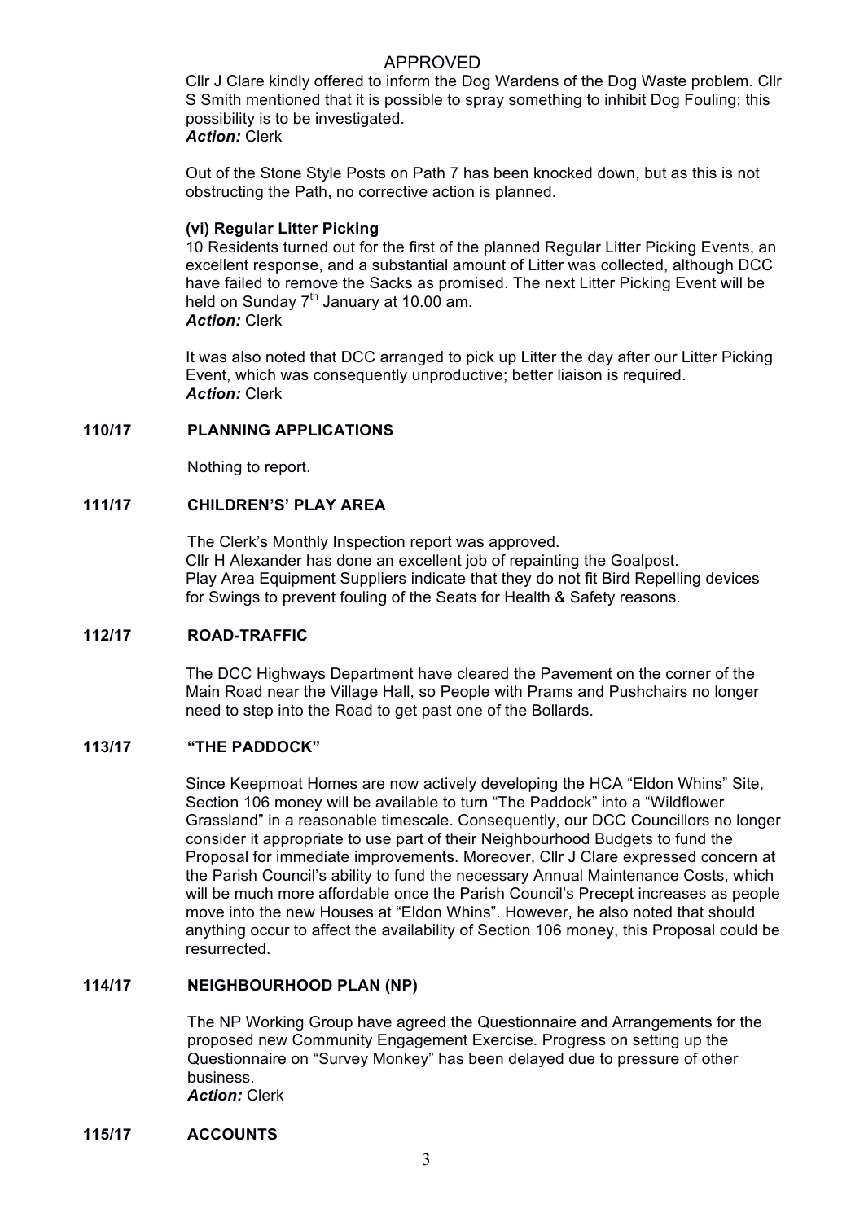APPROVED

Cllr J Clare kindly offered to inform the Dog Wardens of the Dog Waste problem. Cllr S Smith mentioned that it is possible to spray something to inhibit Dog Fouling; this possibility is to be investigated.
***Action:*** Clerk

Out of the Stone Style Posts on Path 7 has been knocked down, but as this is not obstructing the Path, no corrective action is planned.

**(vi) Regular Litter Picking**

10 Residents turned out for the first of the planned Regular Litter Picking Events, an excellent response, and a substantial amount of Litter was collected, although DCC have failed to remove the Sacks as promised. The next Litter Picking Event will be held on Sunday 7th January at 10.00 am.
***Action:*** Clerk

It was also noted that DCC arranged to pick up Litter the day after our Litter Picking Event, which was consequently unproductive; better liaison is required.
***Action:*** Clerk

## 110/17 PLANNING APPLICATIONS

Nothing to report.

## 111/17 CHILDRENS' PLAY AREA

The Clerk's Monthly Inspection report was approved.
Cllr H Alexander has done an excellent job of repainting the Goalpost.
Play Area Equipment Suppliers indicate that they do not fit Bird Repelling devices for Swings to prevent fouling of the Seats for Health & Safety reasons.

## 112/17 ROAD-TRAFFIC

The DCC Highways Department have cleared the Pavement on the corner of the Main Road near the Village Hall, so People with Prams and Pushchairs no longer need to step into the Road to get past one of the Bollards.

## 113/17 "THE PADDOCK"

Since Keepmoat Homes are now actively developing the HCA "Eldon Whins" Site, Section 106 money will be available to turn "The Paddock" into a "Wildflower Grassland" in a reasonable timescale. Consequently, our DCC Councillors no longer consider it appropriate to use part of their Neighbourhood Budgets to fund the Proposal for immediate improvements. Moreover, Cllr J Clare expressed concern at the Parish Council's ability to fund the necessary Annual Maintenance Costs, which will be much more affordable once the Parish Council's Precept increases as people move into the new Houses at "Eldon Whins". However, he also noted that should anything occur to affect the availability of Section 106 money, this Proposal could be resurrected.

## 114/17 NEIGHBOURHOOD PLAN (NP)

The NP Working Group have agreed the Questionnaire and Arrangements for the proposed new Community Engagement Exercise. Progress on setting up the Questionnaire on "Survey Monkey" has been delayed due to pressure of other business.
***Action:*** Clerk

## 115/17 ACCOUNTS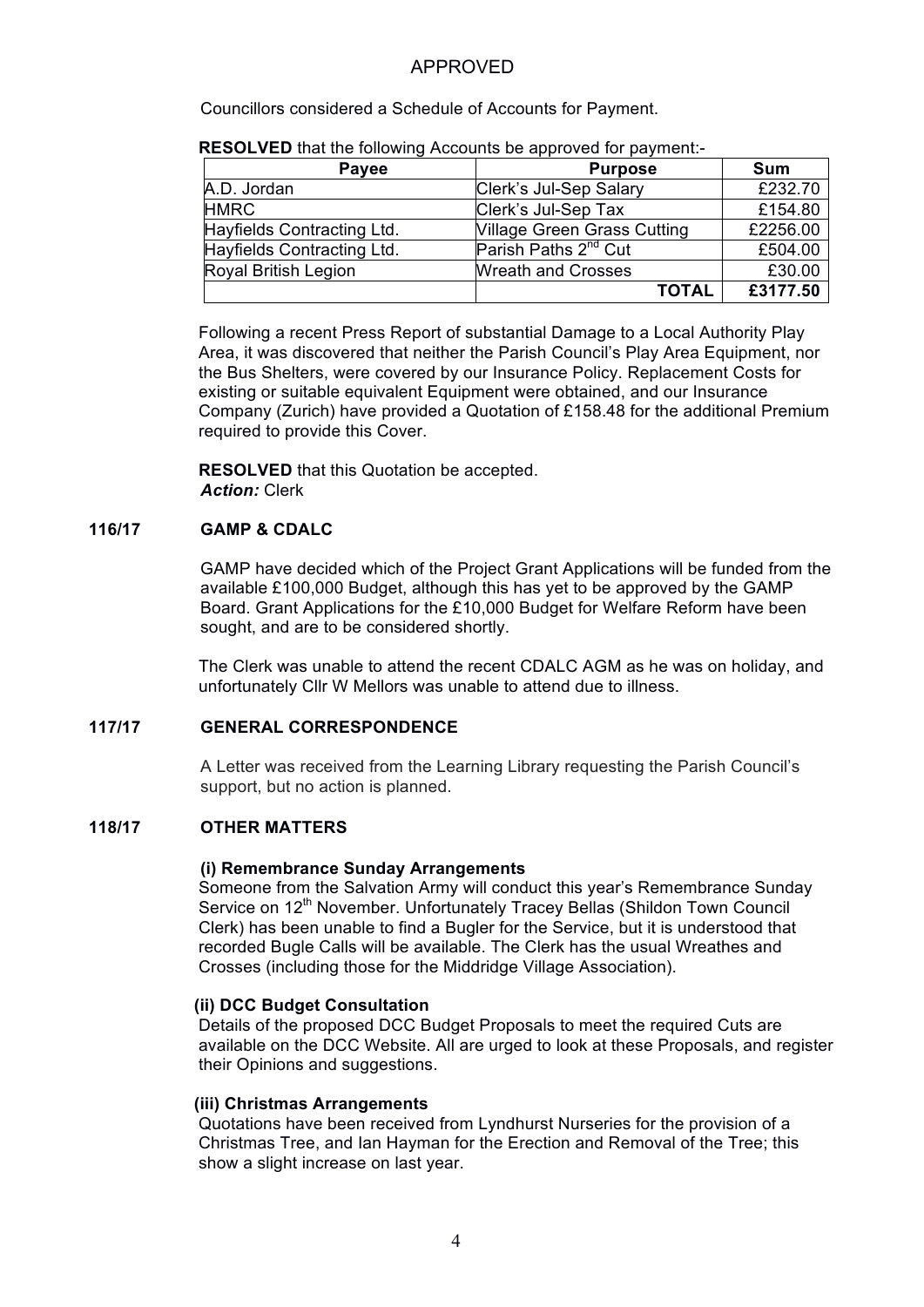APPROVED

Councillors considered a Schedule of Accounts for Payment.

**RESOLVED** that the following Accounts be approved for payment:-

| Payee | Purpose | Sum |
|---|---|---|
| A.D. Jordan | Clerk's Jul-Sep Salary | £232.70 |
| HMRC | Clerk's Jul-Sep Tax | £154.80 |
| Hayfields Contracting Ltd. | Village Green Grass Cutting | £2256.00 |
| Hayfields Contracting Ltd. | Parish Paths 2nd Cut | £504.00 |
| Royal British Legion | Wreath and Crosses | £30.00 |
| | **TOTAL** | **£3177.50** |

Following a recent Press Report of substantial Damage to a Local Authority Play Area, it was discovered that neither the Parish Council's Play Area Equipment, nor the Bus Shelters, were covered by our Insurance Policy. Replacement Costs for existing or suitable equivalent Equipment were obtained, and our Insurance Company (Zurich) have provided a Quotation of £158.48 for the additional Premium required to provide this Cover.

**RESOLVED** that this Quotation be accepted.
***Action:*** Clerk

## 116/17 GAMP & CDALC

GAMP have decided which of the Project Grant Applications will be funded from the available £100,000 Budget, although this has yet to be approved by the GAMP Board. Grant Applications for the £10,000 Budget for Welfare Reform have been sought, and are to be considered shortly.

The Clerk was unable to attend the recent CDALC AGM as he was on holiday, and unfortunately Cllr W Mellors was unable to attend due to illness.

## 117/17 GENERAL CORRESPONDENCE

A Letter was received from the Learning Library requesting the Parish Council's support, but no action is planned.

## 118/17 OTHER MATTERS

**(i) Remembrance Sunday Arrangements**

Someone from the Salvation Army will conduct this year's Remembrance Sunday Service on 12th November. Unfortunately Tracey Bellas (Shildon Town Council Clerk) has been unable to find a Bugler for the Service, but it is understood that recorded Bugle Calls will be available. The Clerk has the usual Wreathes and Crosses (including those for the Middridge Village Association).

**(ii) DCC Budget Consultation**

Details of the proposed DCC Budget Proposals to meet the required Cuts are available on the DCC Website. All are urged to look at these Proposals, and register their Opinions and suggestions.

**(iii) Christmas Arrangements**

Quotations have been received from Lyndhurst Nurseries for the provision of a Christmas Tree, and Ian Hayman for the Erection and Removal of the Tree; this show a slight increase on last year.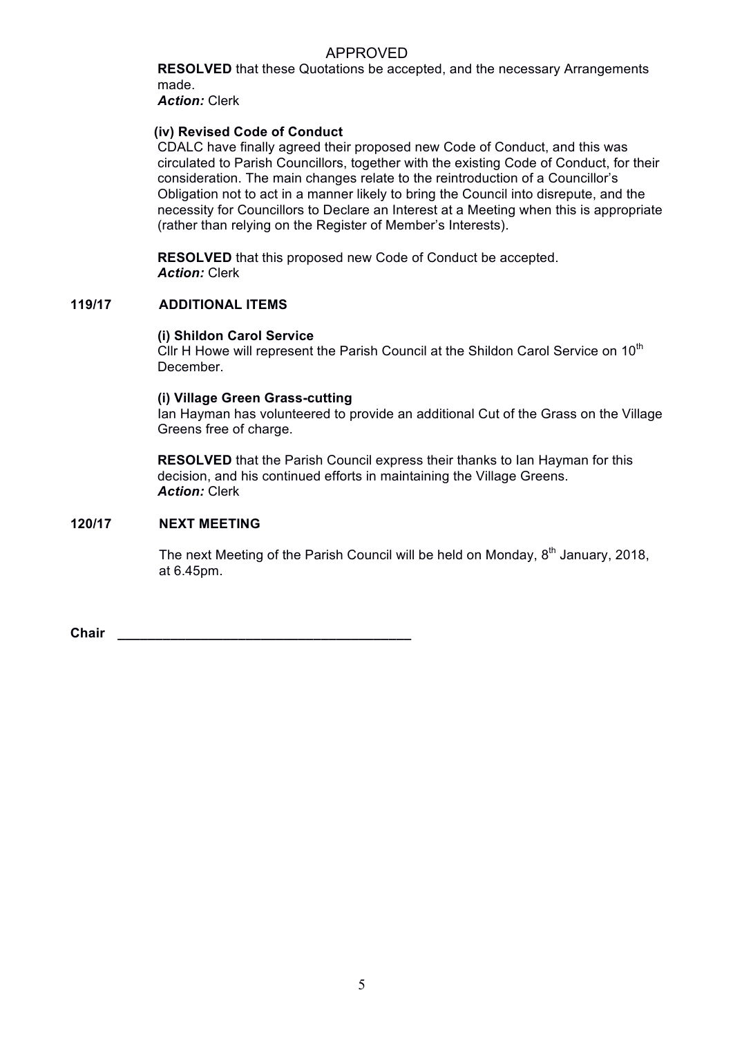APPROVED

**RESOLVED** that these Quotations be accepted, and the necessary Arrangements made.
***Action:*** Clerk

**(iv) Revised Code of Conduct**

CDALC have finally agreed their proposed new Code of Conduct, and this was circulated to Parish Councillors, together with the existing Code of Conduct, for their consideration. The main changes relate to the reintroduction of a Councillor's Obligation not to act in a manner likely to bring the Council into disrepute, and the necessity for Councillors to Declare an Interest at a Meeting when this is appropriate (rather than relying on the Register of Member's Interests).

**RESOLVED** that this proposed new Code of Conduct be accepted.
***Action:*** Clerk

**119/17 ADDITIONAL ITEMS**

**(i) Shildon Carol Service**

Cllr H Howe will represent the Parish Council at the Shildon Carol Service on 10th December.

**(i) Village Green Grass-cutting**

Ian Hayman has volunteered to provide an additional Cut of the Grass on the Village Greens free of charge.

**RESOLVED** that the Parish Council express their thanks to Ian Hayman for this decision, and his continued efforts in maintaining the Village Greens.
***Action:*** Clerk

**120/17 NEXT MEETING**

The next Meeting of the Parish Council will be held on Monday, 8th January, 2018, at 6.45pm.

**Chair** ________________________________________